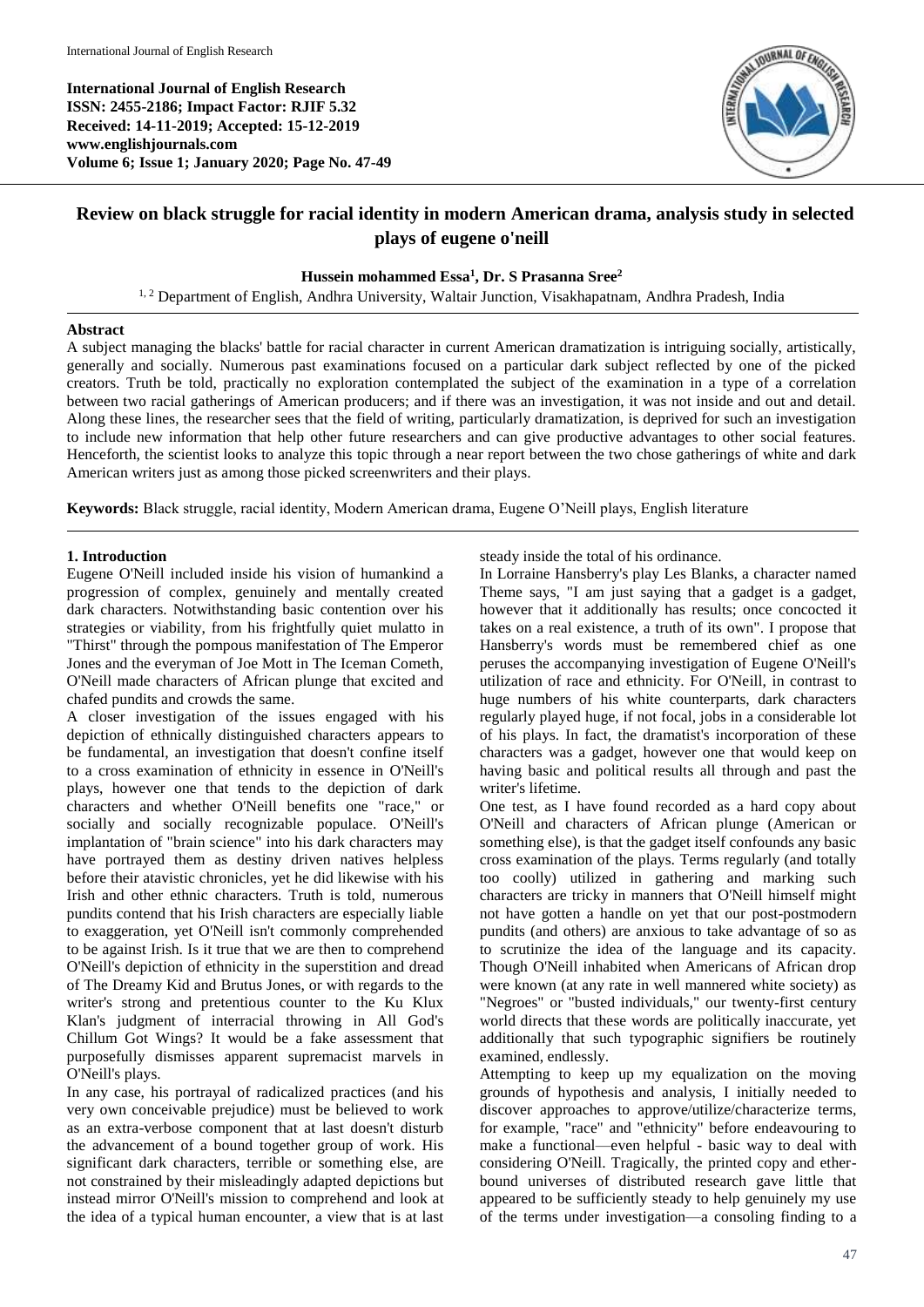**International Journal of English Research**
**ISSN: 2455-2186; Impact Factor: RJIF 5.32**
**Received: 14-11-2019; Accepted: 15-12-2019**
**www.englishjournals.com**
**Volume 6; Issue 1; January 2020; Page No. 47-49**

# Review on black struggle for racial identity in modern American drama, analysis study in selected plays of eugene o'neill

**Hussein mohammed Essa[1], Dr. S Prasanna Sree[2]**

[1, 2] Department of English, Andhra University, Waltair Junction, Visakhapatnam, Andhra Pradesh, India

## Abstract

A subject managing the blacks' battle for racial character in current American dramatization is intriguing socially, artistically, generally and socially. Numerous past examinations focused on a particular dark subject reflected by one of the picked creators. Truth be told, practically no exploration contemplated the subject of the examination in a type of a correlation between two racial gatherings of American producers; and if there was an investigation, it was not inside and out and detail. Along these lines, the researcher sees that the field of writing, particularly dramatization, is deprived for such an investigation to include new information that help other future researchers and can give productive advantages to other social features. Henceforth, the scientist looks to analyze this topic through a near report between the two chose gatherings of white and dark American writers just as among those picked screenwriters and their plays.

**Keywords:** Black struggle, racial identity, Modern American drama, Eugene O'Neill plays, English literature

## 1. Introduction

Eugene O'Neill included inside his vision of humankind a progression of complex, genuinely and mentally created dark characters. Notwithstanding basic contention over his strategies or viability, from his frightfully quiet mulatto in "Thirst" through the pompous manifestation of The Emperor Jones and the everyman of Joe Mott in The Iceman Cometh, O'Neill made characters of African plunge that excited and chafed pundits and crowds the same.

A closer investigation of the issues engaged with his depiction of ethnically distinguished characters appears to be fundamental, an investigation that doesn't confine itself to a cross examination of ethnicity in essence in O'Neill's plays, however one that tends to the depiction of dark characters and whether O'Neill benefits one "race," or socially and socially recognizable populace. O'Neill's implantation of "brain science" into his dark characters may have portrayed them as destiny driven natives helpless before their atavistic chronicles, yet he did likewise with his Irish and other ethnic characters. Truth is told, numerous pundits contend that his Irish characters are especially liable to exaggeration, yet O'Neill isn't commonly comprehended to be against Irish. Is it true that we are then to comprehend O'Neill's depiction of ethnicity in the superstition and dread of The Dreamy Kid and Brutus Jones, or with regards to the writer's strong and pretentious counter to the Ku Klux Klan's judgment of interracial throwing in All God's Chillum Got Wings? It would be a fake assessment that purposefully dismisses apparent supremacist marvels in O'Neill's plays.

In any case, his portrayal of radicalized practices (and his very own conceivable prejudice) must be believed to work as an extra-verbose component that at last doesn't disturb the advancement of a bound together group of work. His significant dark characters, terrible or something else, are not constrained by their misleadingly adapted depictions but instead mirror O'Neill's mission to comprehend and look at the idea of a typical human encounter, a view that is at last steady inside the total of his ordinance.

In Lorraine Hansberry's play Les Blanks, a character named Theme says, "I am just saying that a gadget is a gadget, however that it additionally has results; once concocted it takes on a real existence, a truth of its own". I propose that Hansberry's words must be remembered chief as one peruses the accompanying investigation of Eugene O'Neill's utilization of race and ethnicity. For O'Neill, in contrast to huge numbers of his white counterparts, dark characters regularly played huge, if not focal, jobs in a considerable lot of his plays. In fact, the dramatist's incorporation of these characters was a gadget, however one that would keep on having basic and political results all through and past the writer's lifetime.

One test, as I have found recorded as a hard copy about O'Neill and characters of African plunge (American or something else), is that the gadget itself confounds any basic cross examination of the plays. Terms regularly (and totally too coolly) utilized in gathering and marking such characters are tricky in manners that O'Neill himself might not have gotten a handle on yet that our post-postmodern pundits (and others) are anxious to take advantage of so as to scrutinize the idea of the language and its capacity. Though O'Neill inhabited when Americans of African drop were known (at any rate in well mannered white society) as "Negroes" or "busted individuals," our twenty-first century world directs that these words are politically inaccurate, yet additionally that such typographic signifiers be routinely examined, endlessly.

Attempting to keep up my equalization on the moving grounds of hypothesis and analysis, I initially needed to discover approaches to approve/utilize/characterize terms, for example, "race" and "ethnicity" before endeavouring to make a functional—even helpful - basic way to deal with considering O'Neill. Tragically, the printed copy and ether-bound universes of distributed research gave little that appeared to be sufficiently steady to help genuinely my use of the terms under investigation—a consoling finding to a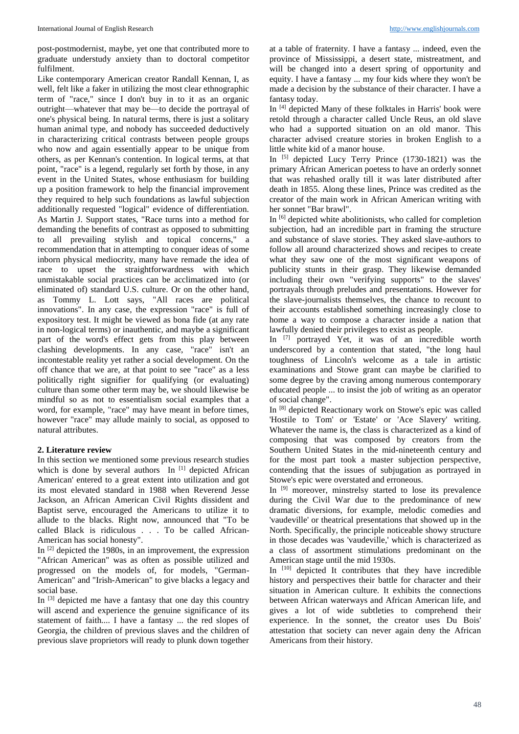post-postmodernist, maybe, yet one that contributed more to graduate understudy anxiety than to doctoral competitor fulfilment.

Like contemporary American creator Randall Kennan, I, as well, felt like a faker in utilizing the most clear ethnographic term of "race," since I don't buy in to it as an organic outright—whatever that may be—to decide the portrayal of one's physical being. In natural terms, there is just a solitary human animal type, and nobody has succeeded deductively in characterizing critical contrasts between people groups who now and again essentially appear to be unique from others, as per Kennan's contention. In logical terms, at that point, "race" is a legend, regularly set forth by those, in any event in the United States, whose enthusiasm for building up a position framework to help the financial improvement they required to help such foundations as lawful subjection additionally requested "logical" evidence of differentiation. As Martin J. Support states, "Race turns into a method for demanding the benefits of contrast as opposed to submitting to all prevailing stylish and topical concerns," a recommendation that in attempting to conquer ideas of some inborn physical mediocrity, many have remade the idea of race to upset the straightforwardness with which unmistakable social practices can be acclimatized into (or eliminated of) standard U.S. culture. Or on the other hand, as Tommy L. Lott says, "All races are political innovations". In any case, the expression "race" is full of expository test. It might be viewed as bona fide (at any rate in non-logical terms) or inauthentic, and maybe a significant part of the word's effect gets from this play between clashing developments. In any case, "race" isn't an incontestable reality yet rather a social development. On the off chance that we are, at that point to see "race" as a less politically right signifier for qualifying (or evaluating) culture than some other term may be, we should likewise be mindful so as not to essentialism social examples that a word, for example, "race" may have meant in before times, however "race" may allude mainly to social, as opposed to natural attributes.

## 2. Literature review

In this section we mentioned some previous research studies which is done by several authors In [1] depicted African American' entered to a great extent into utilization and got its most elevated standard in 1988 when Reverend Jesse Jackson, an African American Civil Rights dissident and Baptist serve, encouraged the Americans to utilize it to allude to the blacks. Right now, announced that "To be called Black is ridiculous . . . To be called African-American has social honesty".

In [2] depicted the 1980s, in an improvement, the expression "African American" was as often as possible utilized and progressed on the models of, for models, "German-American" and "Irish-American" to give blacks a legacy and social base.

In [3] depicted me have a fantasy that one day this country will ascend and experience the genuine significance of its statement of faith.... I have a fantasy ... the red slopes of Georgia, the children of previous slaves and the children of previous slave proprietors will ready to plunk down together at a table of fraternity. I have a fantasy ... indeed, even the province of Mississippi, a desert state, mistreatment, and will be changed into a desert spring of opportunity and equity. I have a fantasy ... my four kids where they won't be made a decision by the substance of their character. I have a fantasy today.

In [4] depicted Many of these folktales in Harris' book were retold through a character called Uncle Reus, an old slave who had a supported situation on an old manor. This character advised creature stories in broken English to a little white kid of a manor house.

In [5] depicted Lucy Terry Prince (1730-1821) was the primary African American poetess to have an orderly sonnet that was rehashed orally till it was later distributed after death in 1855. Along these lines, Prince was credited as the creator of the main work in African American writing with her sonnet "Bar brawl".

In [6] depicted white abolitionists, who called for completion subjection, had an incredible part in framing the structure and substance of slave stories. They asked slave-authors to follow all around characterized shows and recipes to create what they saw one of the most significant weapons of publicity stunts in their grasp. They likewise demanded including their own "verifying supports" to the slaves' portrayals through preludes and presentations. However for the slave-journalists themselves, the chance to recount to their accounts established something increasingly close to home a way to compose a character inside a nation that lawfully denied their privileges to exist as people.

In [7] portrayed Yet, it was of an incredible worth underscored by a contention that stated, "the long haul toughness of Lincoln's welcome as a tale in artistic examinations and Stowe grant can maybe be clarified to some degree by the craving among numerous contemporary educated people ... to insist the job of writing as an operator of social change".

In [8] depicted Reactionary work on Stowe's epic was called 'Hostile to Tom' or 'Estate' or 'Ace Slavery' writing. Whatever the name is, the class is characterized as a kind of composing that was composed by creators from the Southern United States in the mid-nineteenth century and for the most part took a master subjection perspective, contending that the issues of subjugation as portrayed in Stowe's epic were overstated and erroneous.

In [9] moreover, minstrelsy started to lose its prevalence during the Civil War due to the predominance of new dramatic diversions, for example, melodic comedies and 'vaudeville' or theatrical presentations that showed up in the North. Specifically, the principle noticeable showy structure in those decades was 'vaudeville,' which is characterized as a class of assortment stimulations predominant on the American stage until the mid 1930s.

In [10] depicted It contributes that they have incredible history and perspectives their battle for character and their situation in American culture. It exhibits the connections between African waterways and African American life, and gives a lot of wide subtleties to comprehend their experience. In the sonnet, the creator uses Du Bois' attestation that society can never again deny the African Americans from their history.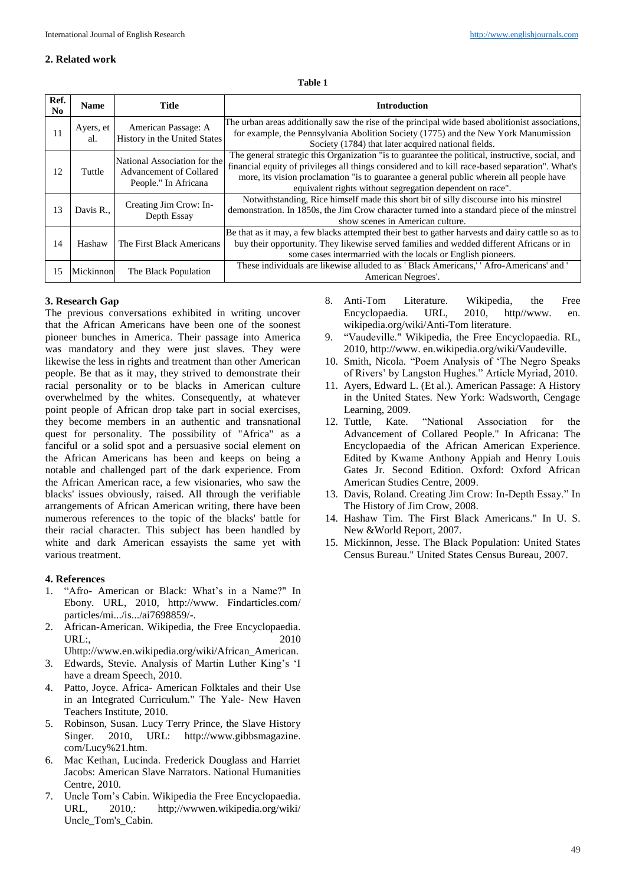## 2. Related work

**Table 1**

| Ref. No | Name | Title | Introduction |
|---|---|---|---|
| 11 | Ayers, et al. | American Passage: A History in the United States | The urban areas additionally saw the rise of the principal wide based abolitionist associations, for example, the Pennsylvania Abolition Society (1775) and the New York Manumission Society (1784) that later acquired national fields. |
| 12 | Tuttle | National Association for the Advancement of Collared People." In Africana | The general strategic this Organization "is to guarantee the political, instructive, social, and financial equity of privileges all things considered and to kill race-based separation". What's more, its vision proclamation "is to guarantee a general public wherein all people have equivalent rights without segregation dependent on race". |
| 13 | Davis R., | Creating Jim Crow: In-Depth Essay | Notwithstanding, Rice himself made this short bit of silly discourse into his minstrel demonstration. In 1850s, the Jim Crow character turned into a standard piece of the minstrel show scenes in American culture. |
| 14 | Hashaw | The First Black Americans | Be that as it may, a few blacks attempted their best to gather harvests and dairy cattle so as to buy their opportunity. They likewise served families and wedded different Africans or in some cases intermarried with the locals or English pioneers. |
| 15 | Mickinnon | The Black Population | These individuals are likewise alluded to as ' Black Americans,' ' Afro-Americans' and ' American Negroes'. |

## 3. Research Gap

The previous conversations exhibited in writing uncover that the African Americans have been one of the soonest pioneer bunches in America. Their passage into America was mandatory and they were just slaves. They were likewise the less in rights and treatment than other American people. Be that as it may, they strived to demonstrate their racial personality or to be blacks in American culture overwhelmed by the whites. Consequently, at whatever point people of African drop take part in social exercises, they become members in an authentic and transnational quest for personality. The possibility of "Africa" as a fanciful or a solid spot and a persuasive social element on the African Americans has been and keeps on being a notable and challenged part of the dark experience. From the African American race, a few visionaries, who saw the blacks' issues obviously, raised. All through the verifiable arrangements of African American writing, there have been numerous references to the topic of the blacks' battle for their racial character. This subject has been handled by white and dark American essayists the same yet with various treatment.

## 4. References

1. "Afro- American or Black: What's in a Name?" In Ebony. URL, 2010, http://www. Findarticles.com/ particles/mi.../is.../ai7698859/-.
2. African-American. Wikipedia, the Free Encyclopaedia. URL:, 2010 Uhttp://www.en.wikipedia.org/wiki/African_American.
3. Edwards, Stevie. Analysis of Martin Luther King's 'I have a dream Speech, 2010.
4. Patto, Joyce. Africa- American Folktales and their Use in an Integrated Curriculum." The Yale- New Haven Teachers Institute, 2010.
5. Robinson, Susan. Lucy Terry Prince, the Slave History Singer. 2010, URL: http://www.gibbsmagazine. com/Lucy%21.htm.
6. Mac Kethan, Lucinda. Frederick Douglass and Harriet Jacobs: American Slave Narrators. National Humanities Centre, 2010.
7. Uncle Tom's Cabin. Wikipedia the Free Encyclopaedia. URL, 2010,: http;//wwwen.wikipedia.org/wiki/ Uncle_Tom's_Cabin.
8. Anti-Tom Literature. Wikipedia, the Free Encyclopaedia. URL, 2010, http//www. en. wikipedia.org/wiki/Anti-Tom literature.
9. "Vaudeville." Wikipedia, the Free Encyclopaedia. RL, 2010, http://www. en.wikipedia.org/wiki/Vaudeville.
10. Smith, Nicola. "Poem Analysis of 'The Negro Speaks of Rivers' by Langston Hughes." Article Myriad, 2010.
11. Ayers, Edward L. (Et al.). American Passage: A History in the United States. New York: Wadsworth, Cengage Learning, 2009.
12. Tuttle, Kate. "National Association for the Advancement of Collared People." In Africana: The Encyclopaedia of the African American Experience. Edited by Kwame Anthony Appiah and Henry Louis Gates Jr. Second Edition. Oxford: Oxford African American Studies Centre, 2009.
13. Davis, Roland. Creating Jim Crow: In-Depth Essay." In The History of Jim Crow, 2008.
14. Hashaw Tim. The First Black Americans." In U. S. New &World Report, 2007.
15. Mickinnon, Jesse. The Black Population: United States Census Bureau." United States Census Bureau, 2007.